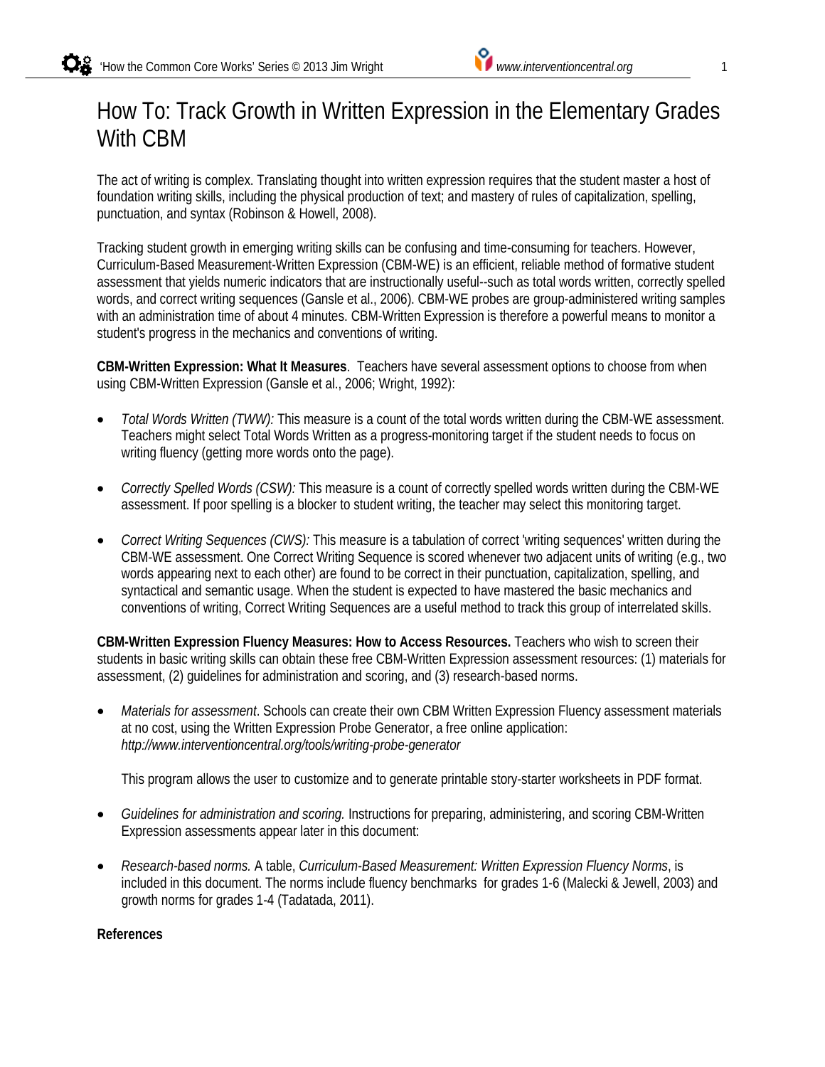# How To: Track Growth in Written Expression in the Elementary Grades With CBM

The act of writing is complex. Translating thought into written expression requires that the student master a host of foundation writing skills, including the physical production of text; and mastery of rules of capitalization, spelling, punctuation, and syntax (Robinson & Howell, 2008).

Tracking student growth in emerging writing skills can be confusing and time-consuming for teachers. However, Curriculum-Based Measurement-Written Expression (CBM-WE) is an efficient, reliable method of formative student assessment that yields numeric indicators that are instructionally useful--such as total words written, correctly spelled words, and correct writing sequences (Gansle et al., 2006). CBM-WE probes are group-administered writing samples with an administration time of about 4 minutes. CBM-Written Expression is therefore a powerful means to monitor a student's progress in the mechanics and conventions of writing.

**CBM-Written Expression: What It Measures**. Teachers have several assessment options to choose from when using CBM-Written Expression (Gansle et al., 2006; Wright, 1992):

- *Total Words Written (TWW):* This measure is a count of the total words written during the CBM-WE assessment. Teachers might select Total Words Written as a progress-monitoring target if the student needs to focus on writing fluency (getting more words onto the page).
- *Correctly Spelled Words (CSW):* This measure is a count of correctly spelled words written during the CBM-WE assessment. If poor spelling is a blocker to student writing, the teacher may select this monitoring target.
- *Correct Writing Sequences (CWS):* This measure is a tabulation of correct 'writing sequences' written during the CBM-WE assessment. One Correct Writing Sequence is scored whenever two adjacent units of writing (e.g., two words appearing next to each other) are found to be correct in their punctuation, capitalization, spelling, and syntactical and semantic usage. When the student is expected to have mastered the basic mechanics and conventions of writing, Correct Writing Sequences are a useful method to track this group of interrelated skills.

**CBM-Written Expression Fluency Measures: How to Access Resources.** Teachers who wish to screen their students in basic writing skills can obtain these free CBM-Written Expression assessment resources: (1) materials for assessment, (2) guidelines for administration and scoring, and (3) research-based norms.

- *Materials for assessment*. Schools can create their own CBM Written Expression Fluency assessment materials at no cost, using the Written Expression Probe Generator, a free online application: *http://www.interventioncentral.org/tools/writing-probe-generator*

  This program allows the user to customize and to generate printable story-starter worksheets in PDF format.

- *Guidelines for administration and scoring.* Instructions for preparing, administering, and scoring CBM-Written Expression assessments appear later in this document:
- *Research-based norms.* A table, *Curriculum-Based Measurement: Written Expression Fluency Norms*, is included in this document. The norms include fluency benchmarks for grades 1-6 (Malecki & Jewell, 2003) and growth norms for grades 1-4 (Tadatada, 2011).

**References**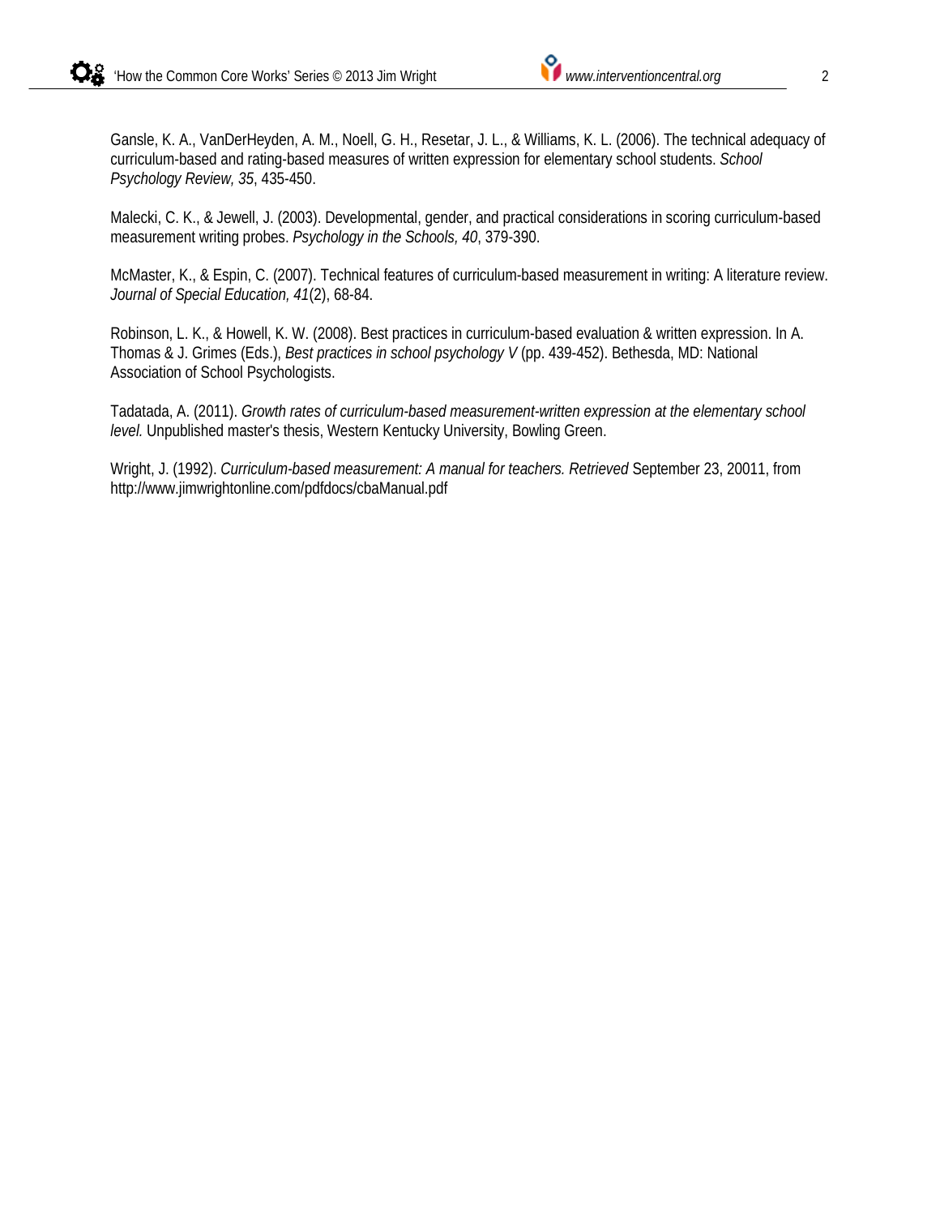Gansle, K. A., VanDerHeyden, A. M., Noell, G. H., Resetar, J. L., & Williams, K. L. (2006). The technical adequacy of curriculum-based and rating-based measures of written expression for elementary school students. *School Psychology Review, 35*, 435-450.

Malecki, C. K., & Jewell, J. (2003). Developmental, gender, and practical considerations in scoring curriculum-based measurement writing probes. *Psychology in the Schools, 40*, 379-390.

McMaster, K., & Espin, C. (2007). Technical features of curriculum-based measurement in writing: A literature review. *Journal of Special Education, 41*(2), 68-84.

Robinson, L. K., & Howell, K. W. (2008). Best practices in curriculum-based evaluation & written expression. In A. Thomas & J. Grimes (Eds.), *Best practices in school psychology V* (pp. 439-452). Bethesda, MD: National Association of School Psychologists.

Tadatada, A. (2011). *Growth rates of curriculum-based measurement-written expression at the elementary school level.* Unpublished master's thesis, Western Kentucky University, Bowling Green.

Wright, J. (1992). *Curriculum-based measurement: A manual for teachers. Retrieved* September 23, 20011, from http://www.jimwrightonline.com/pdfdocs/cbaManual.pdf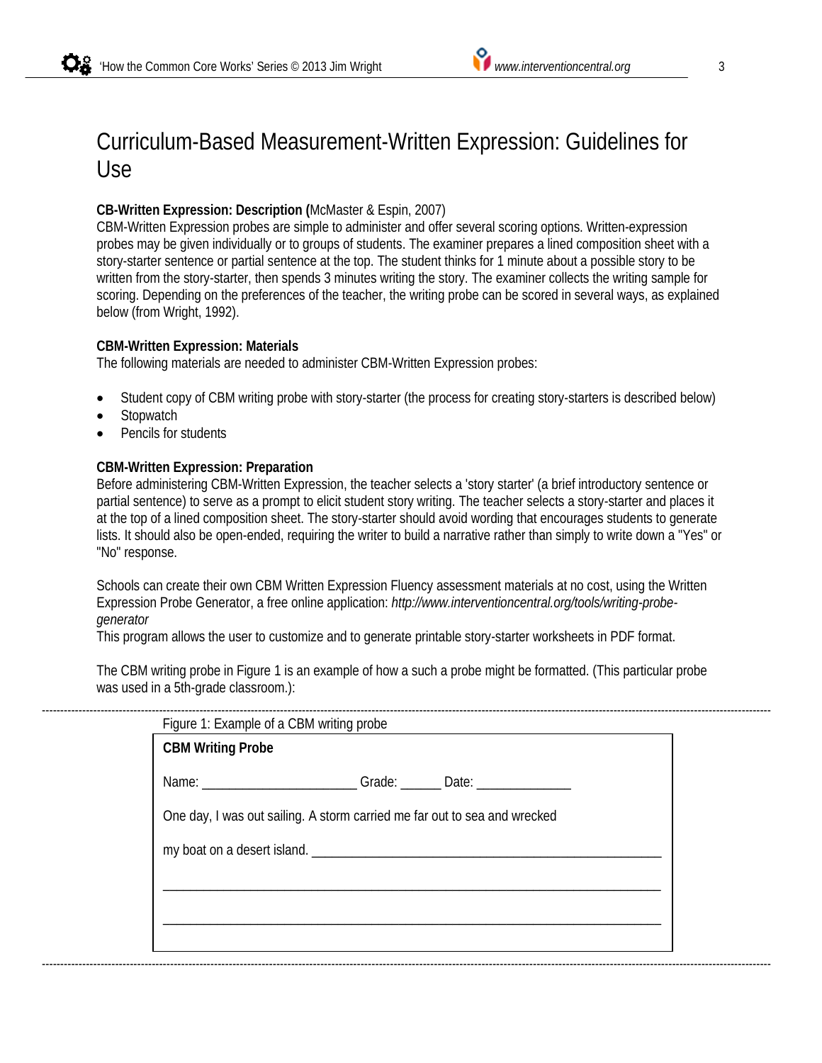# Curriculum-Based Measurement-Written Expression: Guidelines for Use

**CB-Written Expression: Description (**McMaster & Espin, 2007)
CBM-Written Expression probes are simple to administer and offer several scoring options. Written-expression probes may be given individually or to groups of students. The examiner prepares a lined composition sheet with a story-starter sentence or partial sentence at the top. The student thinks for 1 minute about a possible story to be written from the story-starter, then spends 3 minutes writing the story. The examiner collects the writing sample for scoring. Depending on the preferences of the teacher, the writing probe can be scored in several ways, as explained below (from Wright, 1992).

**CBM-Written Expression: Materials**
The following materials are needed to administer CBM-Written Expression probes:

- Student copy of CBM writing probe with story-starter (the process for creating story-starters is described below)
- Stopwatch
- Pencils for students

**CBM-Written Expression: Preparation**
Before administering CBM-Written Expression, the teacher selects a 'story starter' (a brief introductory sentence or partial sentence) to serve as a prompt to elicit student story writing. The teacher selects a story-starter and places it at the top of a lined composition sheet. The story-starter should avoid wording that encourages students to generate lists. It should also be open-ended, requiring the writer to build a narrative rather than simply to write down a "Yes" or "No" response.

Schools can create their own CBM Written Expression Fluency assessment materials at no cost, using the Written Expression Probe Generator, a free online application: *http://www.interventioncentral.org/tools/writing-probe-generator*
This program allows the user to customize and to generate printable story-starter worksheets in PDF format.

The CBM writing probe in Figure 1 is an example of how a such a probe might be formatted. (This particular probe was used in a 5th-grade classroom.):

Figure 1: Example of a CBM writing probe

**CBM Writing Probe**

Name: _______________________ Grade: ______ Date: ______________

One day, I was out sailing. A storm carried me far out to sea and wrecked

my boat on a desert island. ____________________________________________

______________________________________________________________________

______________________________________________________________________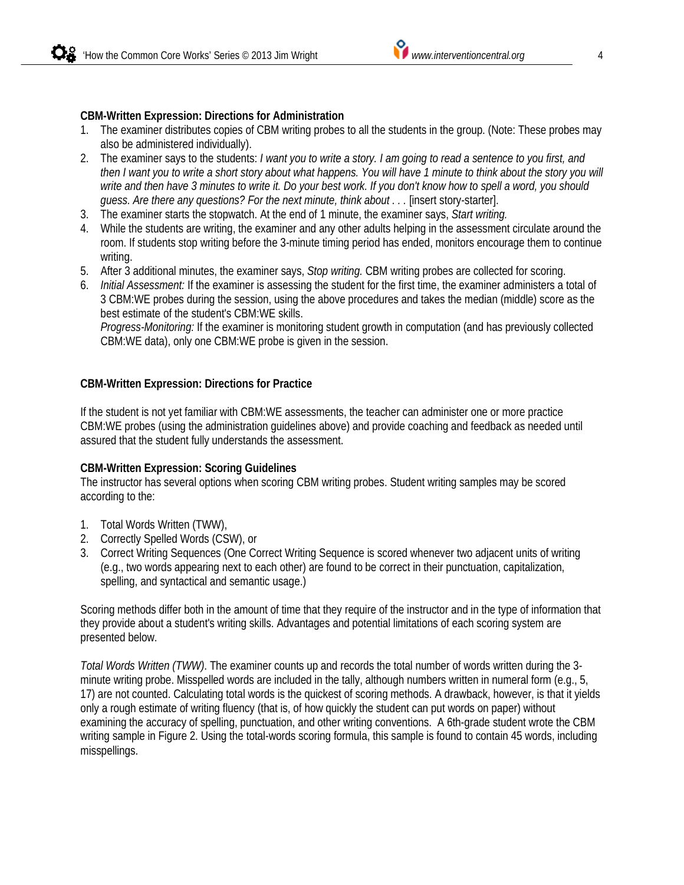**CBM-Written Expression: Directions for Administration**

1. The examiner distributes copies of CBM writing probes to all the students in the group. (Note: These probes may also be administered individually).
2. The examiner says to the students: *I want you to write a story. I am going to read a sentence to you first, and then I want you to write a short story about what happens. You will have 1 minute to think about the story you will write and then have 3 minutes to write it. Do your best work. If you don't know how to spell a word, you should guess. Are there any questions? For the next minute, think about . . .* [insert story-starter].
3. The examiner starts the stopwatch. At the end of 1 minute, the examiner says, *Start writing.*
4. While the students are writing, the examiner and any other adults helping in the assessment circulate around the room. If students stop writing before the 3-minute timing period has ended, monitors encourage them to continue writing.
5. After 3 additional minutes, the examiner says, *Stop writing.* CBM writing probes are collected for scoring.
6. *Initial Assessment:* If the examiner is assessing the student for the first time, the examiner administers a total of 3 CBM:WE probes during the session, using the above procedures and takes the median (middle) score as the best estimate of the student's CBM:WE skills.
   *Progress-Monitoring:* If the examiner is monitoring student growth in computation (and has previously collected CBM:WE data), only one CBM:WE probe is given in the session.

**CBM-Written Expression: Directions for Practice**

If the student is not yet familiar with CBM:WE assessments, the teacher can administer one or more practice CBM:WE probes (using the administration guidelines above) and provide coaching and feedback as needed until assured that the student fully understands the assessment.

**CBM-Written Expression: Scoring Guidelines**

The instructor has several options when scoring CBM writing probes. Student writing samples may be scored according to the:

1. Total Words Written (TWW),
2. Correctly Spelled Words (CSW), or
3. Correct Writing Sequences (One Correct Writing Sequence is scored whenever two adjacent units of writing (e.g., two words appearing next to each other) are found to be correct in their punctuation, capitalization, spelling, and syntactical and semantic usage.)

Scoring methods differ both in the amount of time that they require of the instructor and in the type of information that they provide about a student's writing skills. Advantages and potential limitations of each scoring system are presented below.

*Total Words Written (TWW)*. The examiner counts up and records the total number of words written during the 3-minute writing probe. Misspelled words are included in the tally, although numbers written in numeral form (e.g., 5, 17) are not counted. Calculating total words is the quickest of scoring methods. A drawback, however, is that it yields only a rough estimate of writing fluency (that is, of how quickly the student can put words on paper) without examining the accuracy of spelling, punctuation, and other writing conventions. A 6th-grade student wrote the CBM writing sample in Figure 2. Using the total-words scoring formula, this sample is found to contain 45 words, including misspellings.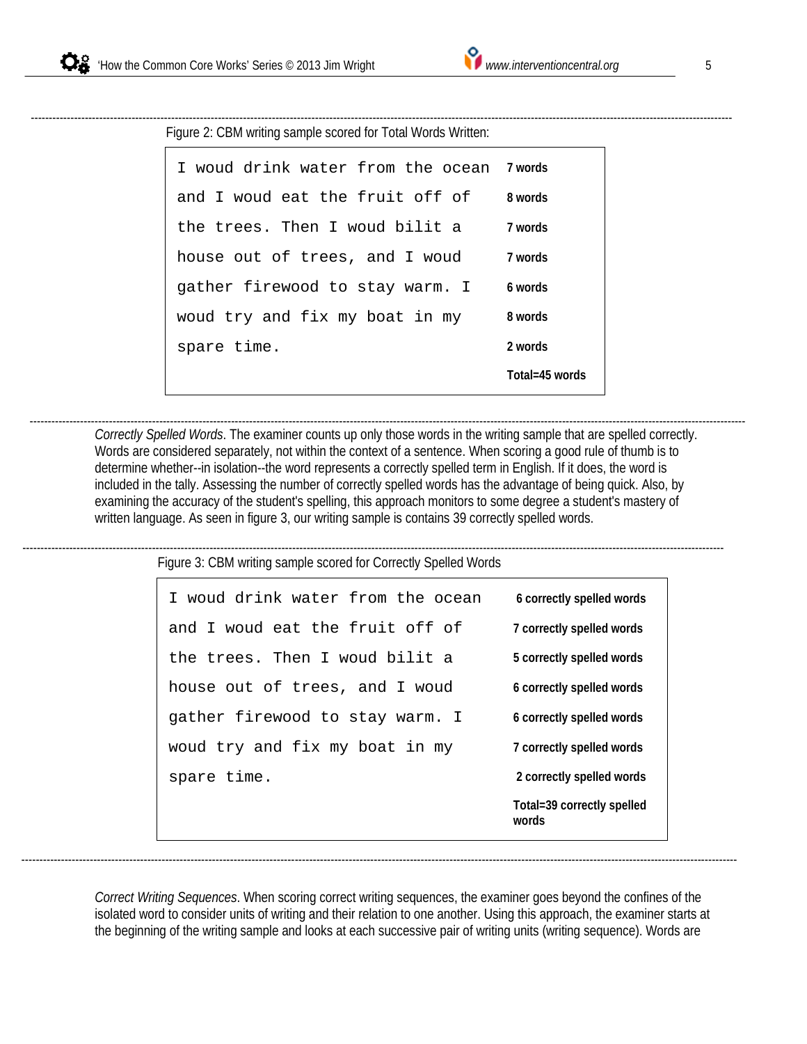Figure 2: CBM writing sample scored for Total Words Written:

| | |
|---|---|
| I woud drink water from the ocean | **7 words** |
| and I woud eat the fruit off of | **8 words** |
| the trees. Then I woud bilit a | **7 words** |
| house out of trees, and I woud | **7 words** |
| gather firewood to stay warm. I | **6 words** |
| woud try and fix my boat in my | **8 words** |
| spare time. | **2 words** |
| | **Total=45 words** |

*Correctly Spelled Words*. The examiner counts up only those words in the writing sample that are spelled correctly. Words are considered separately, not within the context of a sentence. When scoring a good rule of thumb is to determine whether--in isolation--the word represents a correctly spelled term in English. If it does, the word is included in the tally. Assessing the number of correctly spelled words has the advantage of being quick. Also, by examining the accuracy of the student's spelling, this approach monitors to some degree a student's mastery of written language. As seen in figure 3, our writing sample is contains 39 correctly spelled words.

Figure 3: CBM writing sample scored for Correctly Spelled Words

| | |
|---|---|
| I woud drink water from the ocean | **6 correctly spelled words** |
| and I woud eat the fruit off of | **7 correctly spelled words** |
| the trees. Then I woud bilit a | **5 correctly spelled words** |
| house out of trees, and I woud | **6 correctly spelled words** |
| gather firewood to stay warm. I | **6 correctly spelled words** |
| woud try and fix my boat in my | **7 correctly spelled words** |
| spare time. | **2 correctly spelled words** |
| | **Total=39 correctly spelled words** |

*Correct Writing Sequences*. When scoring correct writing sequences, the examiner goes beyond the confines of the isolated word to consider units of writing and their relation to one another. Using this approach, the examiner starts at the beginning of the writing sample and looks at each successive pair of writing units (writing sequence). Words are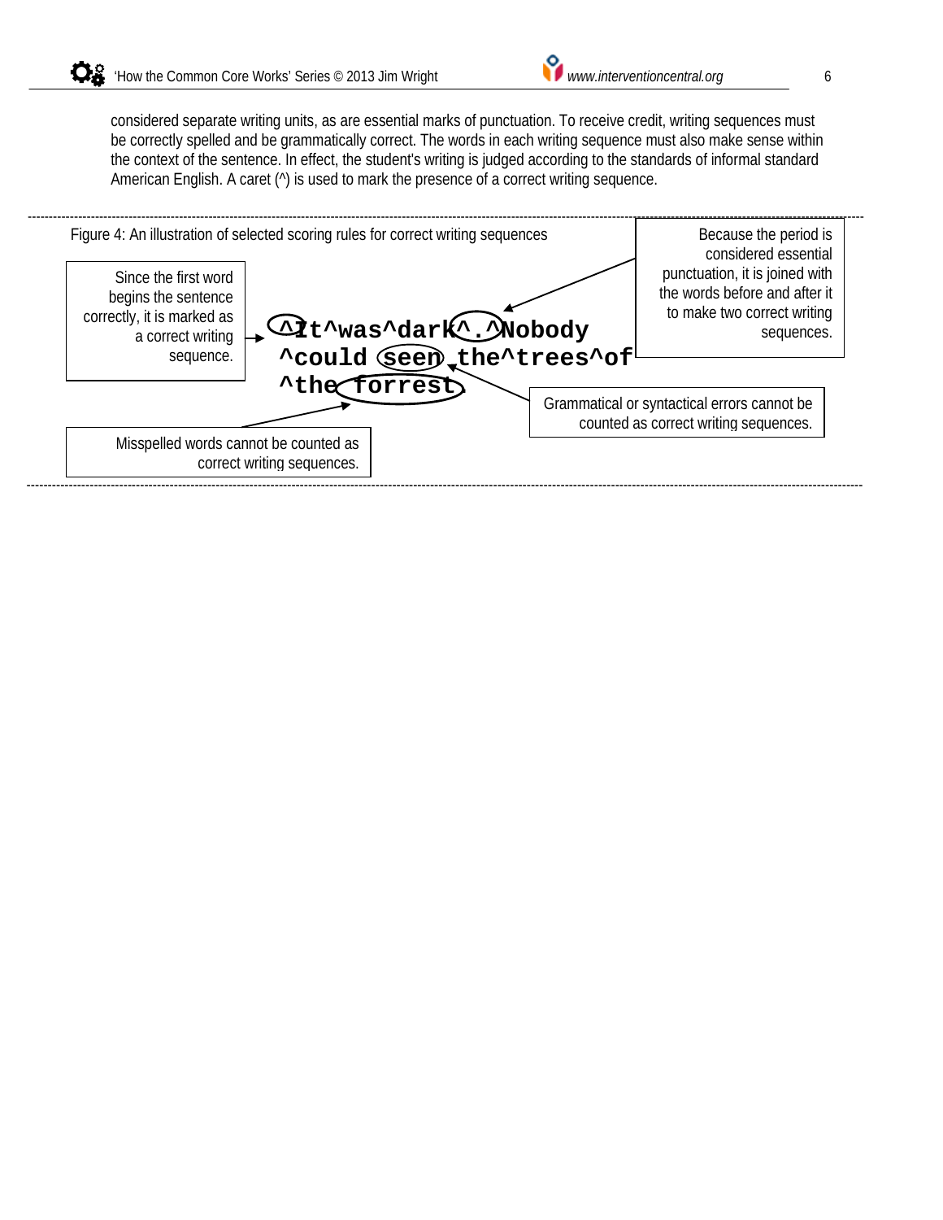considered separate writing units, as are essential marks of punctuation. To receive credit, writing sequences must be correctly spelled and be grammatically correct. The words in each writing sequence must also make sense within the context of the sentence. In effect, the student's writing is judged according to the standards of informal standard American English. A caret (^) is used to mark the presence of a correct writing sequence.

Figure 4: An illustration of selected scoring rules for correct writing sequences

```
^It^was^dark^.^Nobody
^could seen the^trees^of
^the forrest.
```

Since the first word begins the sentence correctly, it is marked as a correct writing sequence.

Because the period is considered essential punctuation, it is joined with the words before and after it to make two correct writing sequences.

Grammatical or syntactical errors cannot be counted as correct writing sequences.

Misspelled words cannot be counted as correct writing sequences.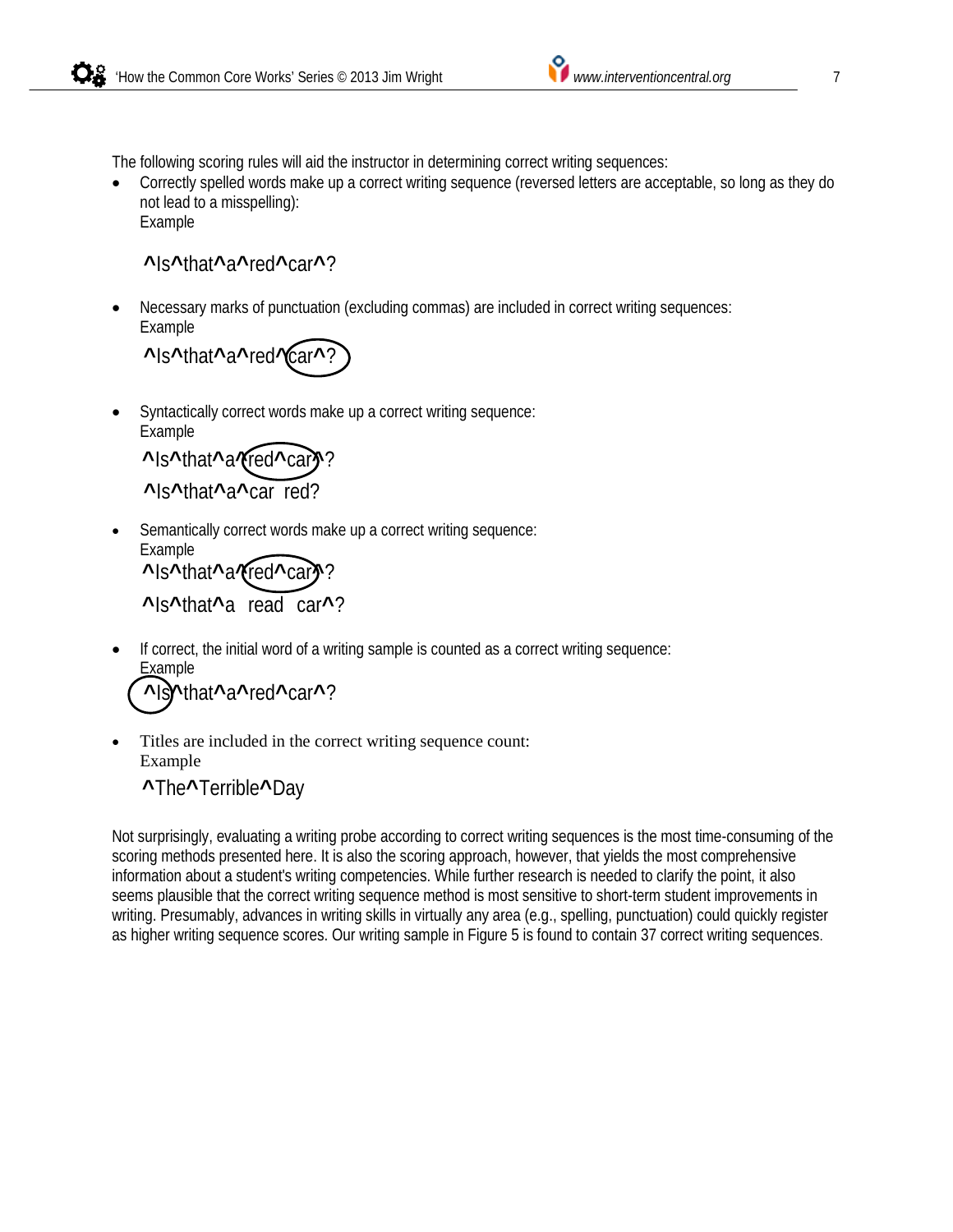The following scoring rules will aid the instructor in determining correct writing sequences:

- Correctly spelled words make up a correct writing sequence (reversed letters are acceptable, so long as they do not lead to a misspelling):
  Example

  ^Is^that^a^red^car^?

- Necessary marks of punctuation (excluding commas) are included in correct writing sequences:
  Example

  ^Is^that^a^red^car^?

- Syntactically correct words make up a correct writing sequence:
  Example

  ^Is^that^a^red^car^?

  ^Is^that^a^car red?

- Semantically correct words make up a correct writing sequence:
  Example

  ^Is^that^a^red^car^?

  ^Is^that^a read car^?

- If correct, the initial word of a writing sample is counted as a correct writing sequence:
  Example

  ^Is^that^a^red^car^?

- Titles are included in the correct writing sequence count:
  Example

  ^The^Terrible^Day

Not surprisingly, evaluating a writing probe according to correct writing sequences is the most time-consuming of the scoring methods presented here. It is also the scoring approach, however, that yields the most comprehensive information about a student's writing competencies. While further research is needed to clarify the point, it also seems plausible that the correct writing sequence method is most sensitive to short-term student improvements in writing. Presumably, advances in writing skills in virtually any area (e.g., spelling, punctuation) could quickly register as higher writing sequence scores. Our writing sample in Figure 5 is found to contain 37 correct writing sequences.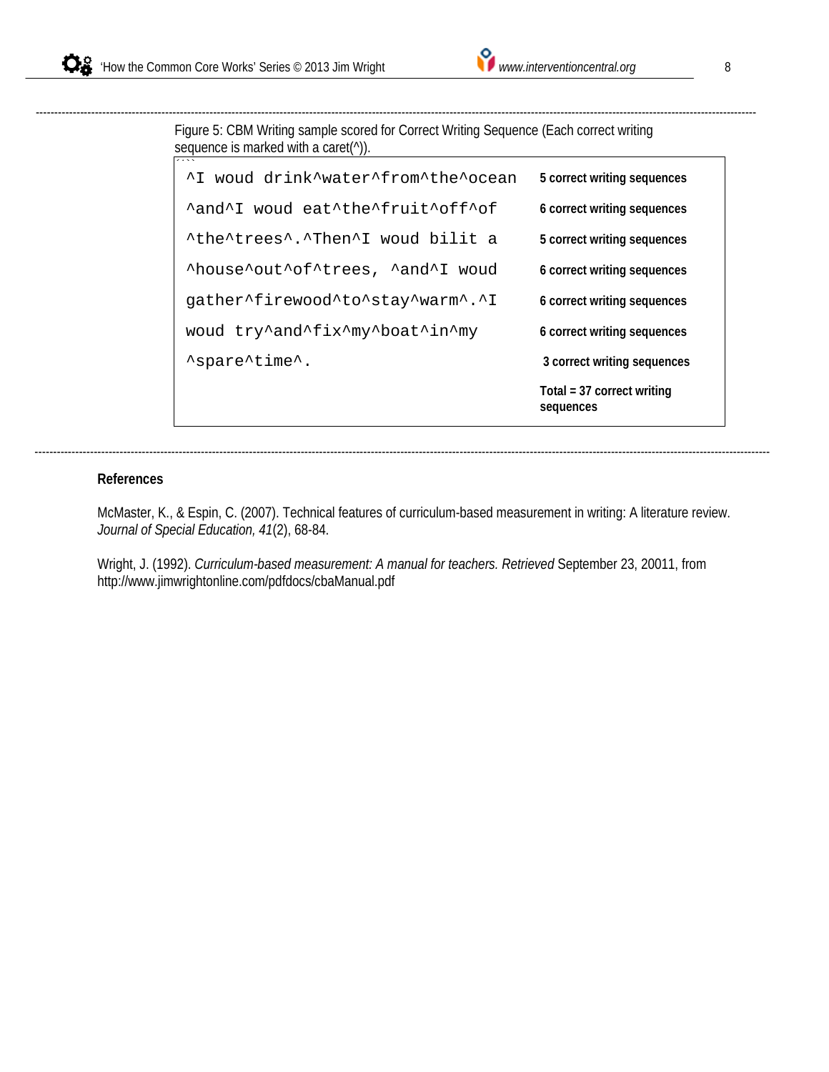Figure 5: CBM Writing sample scored for Correct Writing Sequence (Each correct writing sequence is marked with a caret(^)).

| | |
|---|---|
| ^I woud drink^water^from^the^ocean | **5 correct writing sequences** |
| ^and^I woud eat^the^fruit^off^of | **6 correct writing sequences** |
| ^the^trees^.^Then^I woud bilit a | **5 correct writing sequences** |
| ^house^out^of^trees, ^and^I woud | **6 correct writing sequences** |
| gather^firewood^to^stay^warm^.^I | **6 correct writing sequences** |
| woud try^and^fix^my^boat^in^my | **6 correct writing sequences** |
| ^spare^time^. | **3 correct writing sequences** |
| | **Total = 37 correct writing sequences** |

**References**

McMaster, K., & Espin, C. (2007). Technical features of curriculum-based measurement in writing: A literature review. *Journal of Special Education, 41*(2), 68-84.

Wright, J. (1992). *Curriculum-based measurement: A manual for teachers. Retrieved* September 23, 20011, from http://www.jimwrightonline.com/pdfdocs/cbaManual.pdf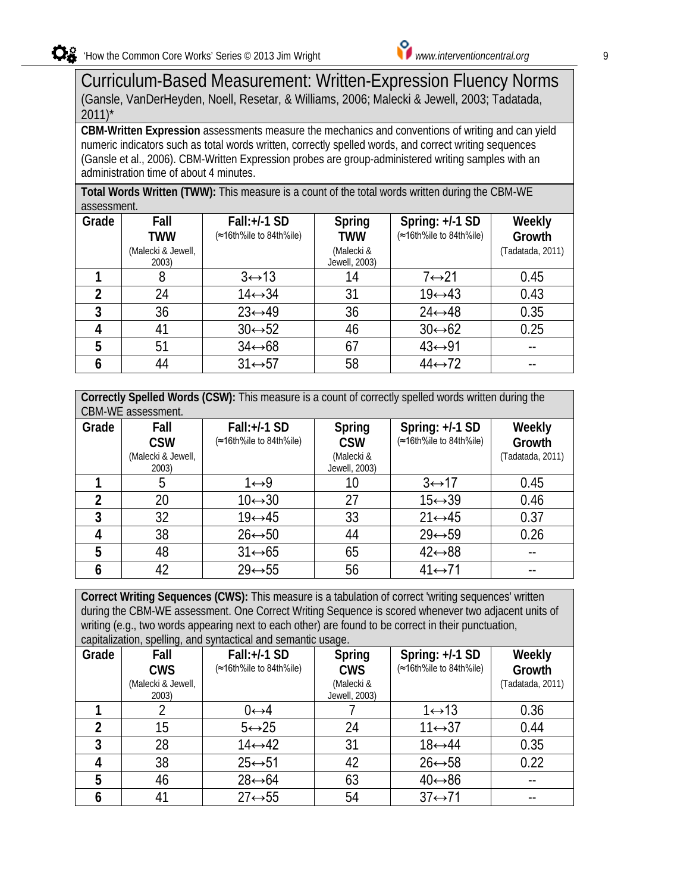# Curriculum-Based Measurement: Written-Expression Fluency Norms

(Gansle, VanDerHeyden, Noell, Resetar, & Williams, 2006; Malecki & Jewell, 2003; Tadatada, 2011)*

**CBM-Written Expression** assessments measure the mechanics and conventions of writing and can yield numeric indicators such as total words written, correctly spelled words, and correct writing sequences (Gansle et al., 2006). CBM-Written Expression probes are group-administered writing samples with an administration time of about 4 minutes.

**Total Words Written (TWW):** This measure is a count of the total words written during the CBM-WE assessment.

| Grade | Fall TWW (Malecki & Jewell, 2003) | Fall:+/-1 SD (≈16th%ile to 84th%ile) | Spring TWW (Malecki & Jewell, 2003) | Spring: +/-1 SD (≈16th%ile to 84th%ile) | Weekly Growth (Tadatada, 2011) |
|---|---|---|---|---|---|
| 1 | 8 | 3↔13 | 14 | 7↔21 | 0.45 |
| 2 | 24 | 14↔34 | 31 | 19↔43 | 0.43 |
| 3 | 36 | 23↔49 | 36 | 24↔48 | 0.35 |
| 4 | 41 | 30↔52 | 46 | 30↔62 | 0.25 |
| 5 | 51 | 34↔68 | 67 | 43↔91 | -- |
| 6 | 44 | 31↔57 | 58 | 44↔72 | -- |

**Correctly Spelled Words (CSW):** This measure is a count of correctly spelled words written during the CBM-WE assessment.

| Grade | Fall CSW (Malecki & Jewell, 2003) | Fall:+/-1 SD (≈16th%ile to 84th%ile) | Spring CSW (Malecki & Jewell, 2003) | Spring: +/-1 SD (≈16th%ile to 84th%ile) | Weekly Growth (Tadatada, 2011) |
|---|---|---|---|---|---|
| 1 | 5 | 1↔9 | 10 | 3↔17 | 0.45 |
| 2 | 20 | 10↔30 | 27 | 15↔39 | 0.46 |
| 3 | 32 | 19↔45 | 33 | 21↔45 | 0.37 |
| 4 | 38 | 26↔50 | 44 | 29↔59 | 0.26 |
| 5 | 48 | 31↔65 | 65 | 42↔88 | -- |
| 6 | 42 | 29↔55 | 56 | 41↔71 | -- |

**Correct Writing Sequences (CWS):** This measure is a tabulation of correct 'writing sequences' written during the CBM-WE assessment. One Correct Writing Sequence is scored whenever two adjacent units of writing (e.g., two words appearing next to each other) are found to be correct in their punctuation, capitalization, spelling, and syntactical and semantic usage.

| Grade | Fall CWS (Malecki & Jewell, 2003) | Fall:+/-1 SD (≈16th%ile to 84th%ile) | Spring CWS (Malecki & Jewell, 2003) | Spring: +/-1 SD (≈16th%ile to 84th%ile) | Weekly Growth (Tadatada, 2011) |
|---|---|---|---|---|---|
| 1 | 2 | 0↔4 | 7 | 1↔13 | 0.36 |
| 2 | 15 | 5↔25 | 24 | 11↔37 | 0.44 |
| 3 | 28 | 14↔42 | 31 | 18↔44 | 0.35 |
| 4 | 38 | 25↔51 | 42 | 26↔58 | 0.22 |
| 5 | 46 | 28↔64 | 63 | 40↔86 | -- |
| 6 | 41 | 27↔55 | 54 | 37↔71 | -- |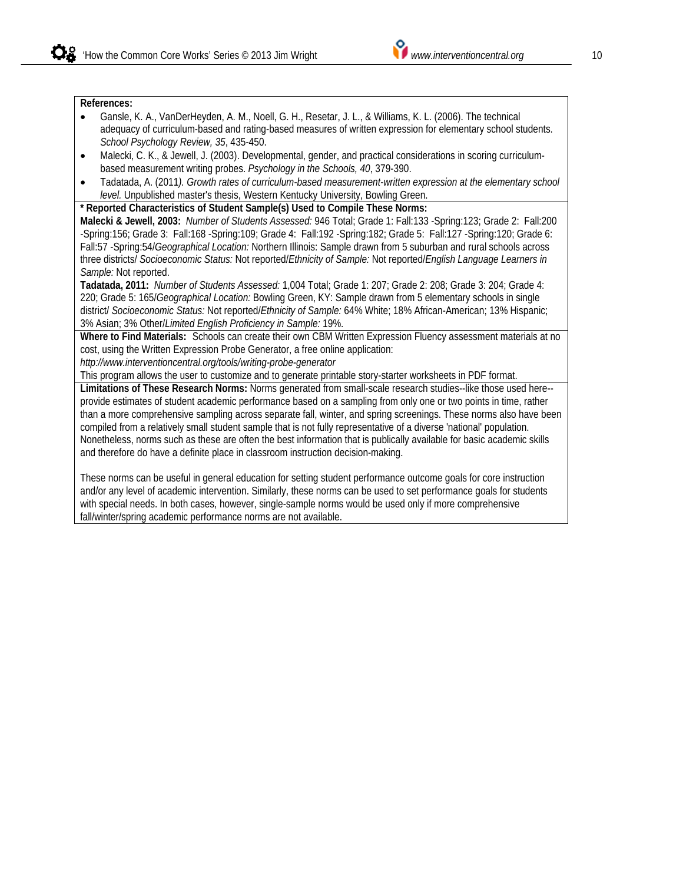**References:**

- Gansle, K. A., VanDerHeyden, A. M., Noell, G. H., Resetar, J. L., & Williams, K. L. (2006). The technical adequacy of curriculum-based and rating-based measures of written expression for elementary school students. *School Psychology Review, 35*, 435-450.
- Malecki, C. K., & Jewell, J. (2003). Developmental, gender, and practical considerations in scoring curriculum-based measurement writing probes. *Psychology in the Schools, 40*, 379-390.
- Tadatada, A. (2011*). Growth rates of curriculum-based measurement-written expression at the elementary school level.* Unpublished master's thesis, Western Kentucky University, Bowling Green.

**\* Reported Characteristics of Student Sample(s) Used to Compile These Norms:**

**Malecki & Jewell, 2003:** *Number of Students Assessed:* 946 Total; Grade 1: Fall:133 -Spring:123; Grade 2: Fall:200 -Spring:156; Grade 3: Fall:168 -Spring:109; Grade 4: Fall:192 -Spring:182; Grade 5: Fall:127 -Spring:120; Grade 6: Fall:57 -Spring:54/*Geographical Location:* Northern Illinois: Sample drawn from 5 suburban and rural schools across three districts/ *Socioeconomic Status:* Not reported/*Ethnicity of Sample:* Not reported/*English Language Learners in Sample:* Not reported.

**Tadatada, 2011:** *Number of Students Assessed:* 1,004 Total; Grade 1: 207; Grade 2: 208; Grade 3: 204; Grade 4: 220; Grade 5: 165/*Geographical Location:* Bowling Green, KY: Sample drawn from 5 elementary schools in single district/ *Socioeconomic Status:* Not reported/*Ethnicity of Sample:* 64% White; 18% African-American; 13% Hispanic; 3% Asian; 3% Other/*Limited English Proficiency in Sample:* 19%.

**Where to Find Materials:** Schools can create their own CBM Written Expression Fluency assessment materials at no cost, using the Written Expression Probe Generator, a free online application:
*http://www.interventioncentral.org/tools/writing-probe-generator*
This program allows the user to customize and to generate printable story-starter worksheets in PDF format.

**Limitations of These Research Norms:** Norms generated from small-scale research studies--like those used here--provide estimates of student academic performance based on a sampling from only one or two points in time, rather than a more comprehensive sampling across separate fall, winter, and spring screenings. These norms also have been compiled from a relatively small student sample that is not fully representative of a diverse 'national' population. Nonetheless, norms such as these are often the best information that is publically available for basic academic skills and therefore do have a definite place in classroom instruction decision-making.

These norms can be useful in general education for setting student performance outcome goals for core instruction and/or any level of academic intervention. Similarly, these norms can be used to set performance goals for students with special needs. In both cases, however, single-sample norms would be used only if more comprehensive fall/winter/spring academic performance norms are not available.